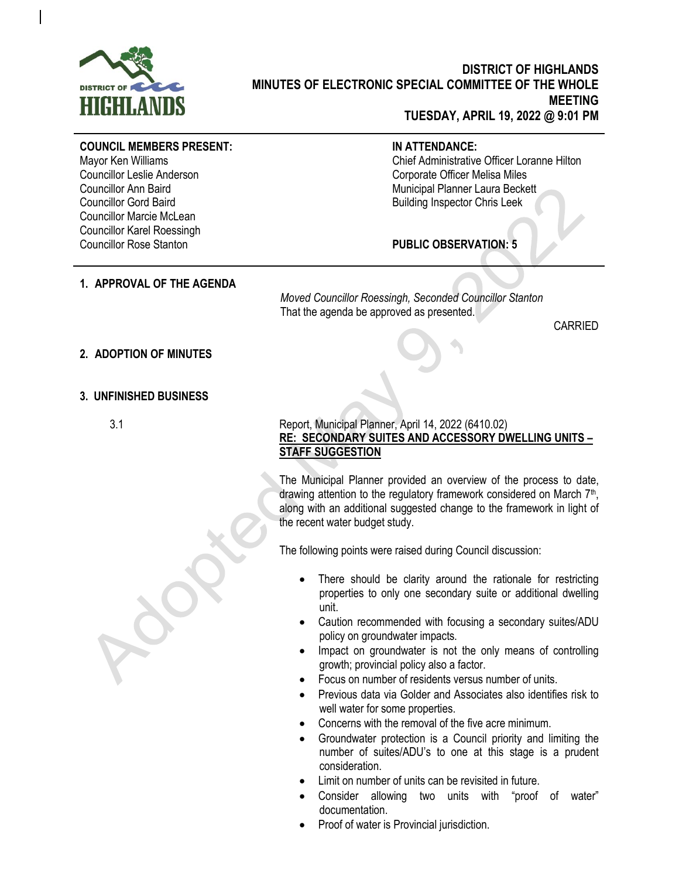# DISTRICT OF HIGHLANDS
## MINUTES OF ELECTRONIC SPECIAL COMMITTEE OF THE WHOLE MEETING
## TUESDAY, APRIL 19, 2022 @ 9:01 PM

**COUNCIL MEMBERS PRESENT:**
Mayor Ken Williams
Councillor Leslie Anderson
Councillor Ann Baird
Councillor Gord Baird
Councillor Marcie McLean
Councillor Karel Roessingh
Councillor Rose Stanton

**IN ATTENDANCE:**
Chief Administrative Officer Loranne Hilton
Corporate Officer Melisa Miles
Municipal Planner Laura Beckett
Building Inspector Chris Leek

**PUBLIC OBSERVATION: 5**

### 1. APPROVAL OF THE AGENDA

*Moved Councillor Roessingh, Seconded Councillor Stanton*
That the agenda be approved as presented.

CARRIED

### 2. ADOPTION OF MINUTES

### 3. UNFINISHED BUSINESS

3.1 Report, Municipal Planner, April 14, 2022 (6410.02)
**RE: SECONDARY SUITES AND ACCESSORY DWELLING UNITS – STAFF SUGGESTION**

The Municipal Planner provided an overview of the process to date, drawing attention to the regulatory framework considered on March 7th, along with an additional suggested change to the framework in light of the recent water budget study.

The following points were raised during Council discussion:

- There should be clarity around the rationale for restricting properties to only one secondary suite or additional dwelling unit.
- Caution recommended with focusing a secondary suites/ADU policy on groundwater impacts.
- Impact on groundwater is not the only means of controlling growth; provincial policy also a factor.
- Focus on number of residents versus number of units.
- Previous data via Golder and Associates also identifies risk to well water for some properties.
- Concerns with the removal of the five acre minimum.
- Groundwater protection is a Council priority and limiting the number of suites/ADU's to one at this stage is a prudent consideration.
- Limit on number of units can be revisited in future.
- Consider allowing two units with "proof of water" documentation.
- Proof of water is Provincial jurisdiction.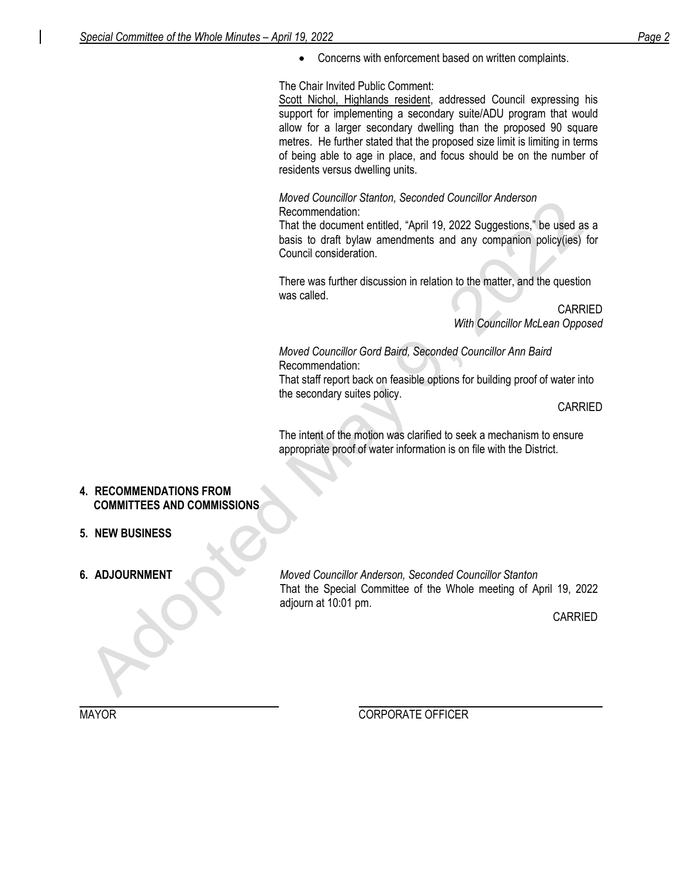- Concerns with enforcement based on written complaints.

The Chair Invited Public Comment:
Scott Nichol, Highlands resident, addressed Council expressing his support for implementing a secondary suite/ADU program that would allow for a larger secondary dwelling than the proposed 90 square metres. He further stated that the proposed size limit is limiting in terms of being able to age in place, and focus should be on the number of residents versus dwelling units.

*Moved Councillor Stanton, Seconded Councillor Anderson*
Recommendation:
That the document entitled, "April 19, 2022 Suggestions," be used as a basis to draft bylaw amendments and any companion policy(ies) for Council consideration.

There was further discussion in relation to the matter, and the question was called.

CARRIED
*With Councillor McLean Opposed*

*Moved Councillor Gord Baird, Seconded Councillor Ann Baird*
Recommendation:
That staff report back on feasible options for building proof of water into the secondary suites policy.

CARRIED

The intent of the motion was clarified to seek a mechanism to ensure appropriate proof of water information is on file with the District.

**4. RECOMMENDATIONS FROM COMMITTEES AND COMMISSIONS**

**5. NEW BUSINESS**

**6. ADJOURNMENT**

*Moved Councillor Anderson, Seconded Councillor Stanton*
That the Special Committee of the Whole meeting of April 19, 2022 adjourn at 10:01 pm.

CARRIED

MAYOR

CORPORATE OFFICER

Adopted May 9, 2022